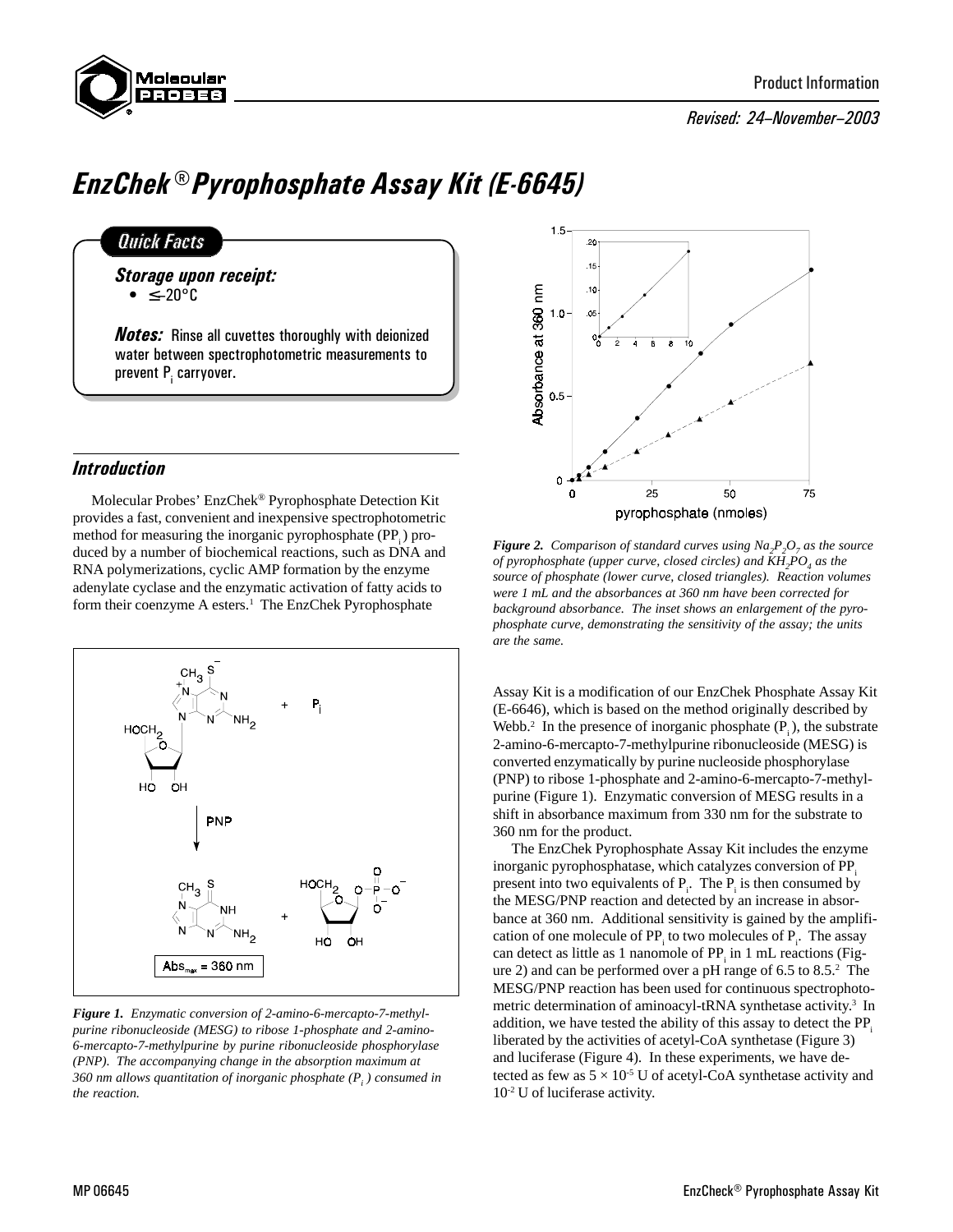Product Information

*Revised: 24–November–2003*

# *EnzChek® Pyrophosphate Assay Kit (E-6645)*

## *Quick Facts*

***Storage upon receipt:***

- ≤–20°C

***Notes:*** Rinse all cuvettes thoroughly with deionized water between spectrophotometric measurements to prevent $P_i$ carryover.

## *Introduction*

Molecular Probes' EnzChek® Pyrophosphate Detection Kit provides a fast, convenient and inexpensive spectrophotometric method for measuring the inorganic pyrophosphate ($PP_i$) produced by a number of biochemical reactions, such as DNA and RNA polymerizations, cyclic AMP formation by the enzyme adenylate cyclase and the enzymatic activation of fatty acids to form their coenzyme A esters.[1] The EnzChek Pyrophosphate Assay Kit is a modification of our EnzChek Phosphate Assay Kit (E-6646), which is based on the method originally described by Webb.[2] In the presence of inorganic phosphate ($P_i$), the substrate 2-amino-6-mercapto-7-methylpurine ribonucleoside (MESG) is converted enzymatically by purine nucleoside phosphorylase (PNP) to ribose 1-phosphate and 2-amino-6-mercapto-7-methylpurine (Figure 1). Enzymatic conversion of MESG results in a shift in absorbance maximum from 330 nm for the substrate to 360 nm for the product.

***Figure 1.*** *Enzymatic conversion of 2-amino-6-mercapto-7-methylpurine ribonucleoside (MESG) to ribose 1-phosphate and 2-amino-6-mercapto-7-methylpurine by purine ribonucleoside phosphorylase (PNP). The accompanying change in the absorption maximum at 360 nm allows quantitation of inorganic phosphate ($P_i$) consumed in the reaction.*

***Figure 2.*** *Comparison of standard curves using $Na_2P_2O_7$ as the source of pyrophosphate (upper curve, closed circles) and $KH_2PO_4$ as the source of phosphate (lower curve, closed triangles). Reaction volumes were 1 mL and the absorbances at 360 nm have been corrected for background absorbance. The inset shows an enlargement of the pyrophosphate curve, demonstrating the sensitivity of the assay; the units are the same.*

The EnzChek Pyrophosphate Assay Kit includes the enzyme inorganic pyrophosphatase, which catalyzes conversion of $PP_i$ present into two equivalents of $P_i$. The $P_i$ is then consumed by the MESG/PNP reaction and detected by an increase in absorbance at 360 nm. Additional sensitivity is gained by the amplification of one molecule of $PP_i$ to two molecules of $P_i$. The assay can detect as little as 1 nanomole of $PP_i$ in 1 mL reactions (Figure 2) and can be performed over a pH range of 6.5 to 8.5.[2] The MESG/PNP reaction has been used for continuous spectrophotometric determination of aminoacyl-tRNA synthetase activity.[3] In addition, we have tested the ability of this assay to detect the $PP_i$ liberated by the activities of acetyl-CoA synthetase (Figure 3) and luciferase (Figure 4). In these experiments, we have detected as few as $5 \times 10^{-5}$ U of acetyl-CoA synthetase activity and $10^{-2}$ U of luciferase activity.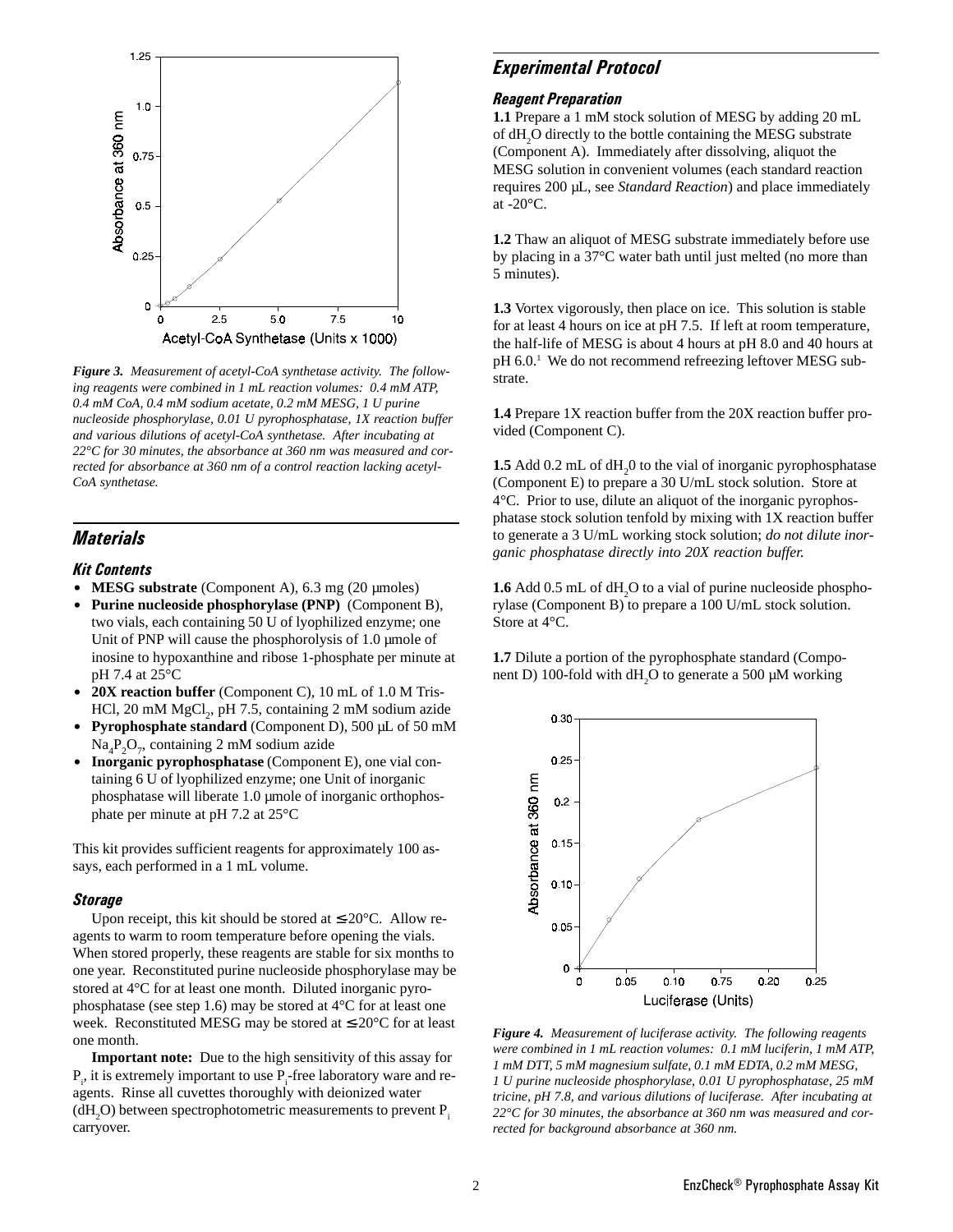*Figure 3. Measurement of acetyl-CoA synthetase activity. The following reagents were combined in 1 mL reaction volumes: 0.4 mM ATP, 0.4 mM CoA, 0.4 mM sodium acetate, 0.2 mM MESG, 1 U purine nucleoside phosphorylase, 0.01 U pyrophosphatase, 1X reaction buffer and various dilutions of acetyl-CoA synthetase. After incubating at 22°C for 30 minutes, the absorbance at 360 nm was measured and corrected for absorbance at 360 nm of a control reaction lacking acetyl-CoA synthetase.*

## Materials

### Kit Contents

- **MESG substrate** (Component A), 6.3 mg (20 µmoles)
- **Purine nucleoside phosphorylase (PNP)** (Component B), two vials, each containing 50 U of lyophilized enzyme; one Unit of PNP will cause the phosphorolysis of 1.0 µmole of inosine to hypoxanthine and ribose 1-phosphate per minute at pH 7.4 at 25°C
- **20X reaction buffer** (Component C), 10 mL of 1.0 M Tris-HCl, 20 mM $MgCl_2$, pH 7.5, containing 2 mM sodium azide
- **Pyrophosphate standard** (Component D), 500 µL of 50 mM $Na_4P_2O_7$, containing 2 mM sodium azide
- **Inorganic pyrophosphatase** (Component E), one vial containing 6 U of lyophilized enzyme; one Unit of inorganic phosphatase will liberate 1.0 µmole of inorganic orthophosphate per minute at pH 7.2 at 25°C

This kit provides sufficient reagents for approximately 100 assays, each performed in a 1 mL volume.

### Storage

Upon receipt, this kit should be stored at ≤ 20°C. Allow reagents to warm to room temperature before opening the vials. When stored properly, these reagents are stable for six months to one year. Reconstituted purine nucleoside phosphorylase may be stored at 4°C for at least one month. Diluted inorganic pyrophosphatase (see step 1.6) may be stored at 4°C for at least one week. Reconstituted MESG may be stored at ≤ 20°C for at least one month.

**Important note:** Due to the high sensitivity of this assay for $P_i$, it is extremely important to use $P_i$-free laboratory ware and reagents. Rinse all cuvettes thoroughly with deionized water ($dH_2O$) between spectrophotometric measurements to prevent $P_i$ carryover.

## Experimental Protocol

### Reagent Preparation

**1.1** Prepare a 1 mM stock solution of MESG by adding 20 mL of $dH_2O$ directly to the bottle containing the MESG substrate (Component A). Immediately after dissolving, aliquot the MESG solution in convenient volumes (each standard reaction requires 200 µL, see *Standard Reaction*) and place immediately at -20°C.

**1.2** Thaw an aliquot of MESG substrate immediately before use by placing in a 37°C water bath until just melted (no more than 5 minutes).

**1.3** Vortex vigorously, then place on ice. This solution is stable for at least 4 hours on ice at pH 7.5. If left at room temperature, the half-life of MESG is about 4 hours at pH 8.0 and 40 hours at pH 6.0.[1] We do not recommend refreezing leftover MESG substrate.

**1.4** Prepare 1X reaction buffer from the 20X reaction buffer provided (Component C).

**1.5** Add 0.2 mL of $dH_2$0 to the vial of inorganic pyrophosphatase (Component E) to prepare a 30 U/mL stock solution. Store at 4°C. Prior to use, dilute an aliquot of the inorganic pyrophosphatase stock solution tenfold by mixing with 1X reaction buffer to generate a 3 U/mL working stock solution; *do not dilute inorganic phosphatase directly into 20X reaction buffer.*

**1.6** Add 0.5 mL of $dH_2O$ to a vial of purine nucleoside phosphorylase (Component B) to prepare a 100 U/mL stock solution. Store at 4°C.

**1.7** Dilute a portion of the pyrophosphate standard (Component D) 100-fold with $dH_2O$ to generate a 500 µM working

*Figure 4. Measurement of luciferase activity. The following reagents were combined in 1 mL reaction volumes: 0.1 mM luciferin, 1 mM ATP, 1 mM DTT, 5 mM magnesium sulfate, 0.1 mM EDTA, 0.2 mM MESG, 1 U purine nucleoside phosphorylase, 0.01 U pyrophosphatase, 25 mM tricine, pH 7.8, and various dilutions of luciferase. After incubating at 22°C for 30 minutes, the absorbance at 360 nm was measured and corrected for background absorbance at 360 nm.*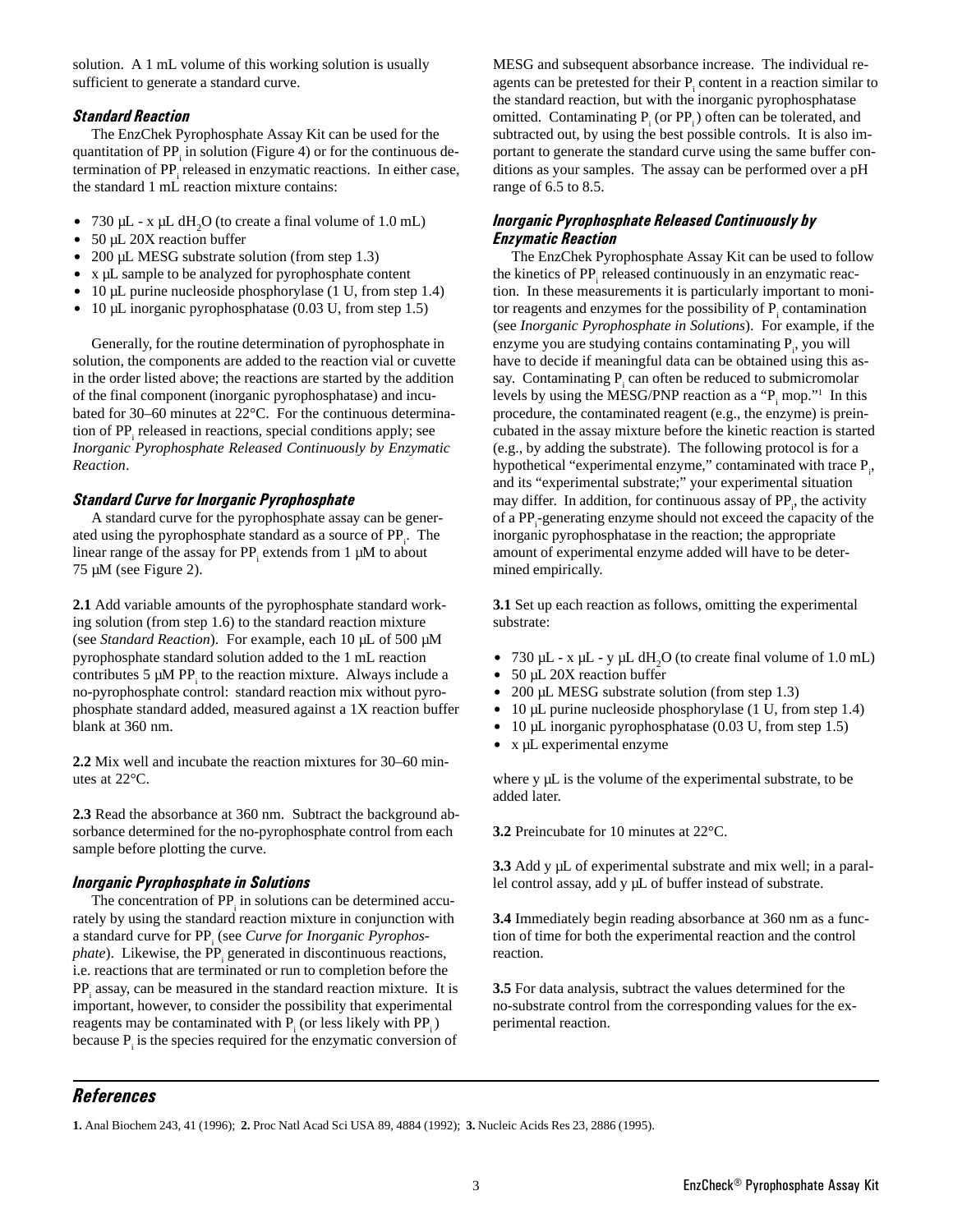solution. A 1 mL volume of this working solution is usually sufficient to generate a standard curve.

### Standard Reaction

The EnzChek Pyrophosphate Assay Kit can be used for the quantitation of $PP_i$ in solution (Figure 4) or for the continuous determination of $PP_i$ released in enzymatic reactions. In either case, the standard 1 mL reaction mixture contains:

- 730 µL - x µL $dH_2O$ (to create a final volume of 1.0 mL)
- 50 µL 20X reaction buffer
- 200 µL MESG substrate solution (from step 1.3)
- x µL sample to be analyzed for pyrophosphate content
- 10 µL purine nucleoside phosphorylase (1 U, from step 1.4)
- 10 µL inorganic pyrophosphatase (0.03 U, from step 1.5)

Generally, for the routine determination of pyrophosphate in solution, the components are added to the reaction vial or cuvette in the order listed above; the reactions are started by the addition of the final component (inorganic pyrophosphatase) and incubated for 30–60 minutes at 22°C. For the continuous determination of $PP_i$ released in reactions, special conditions apply; see *Inorganic Pyrophosphate Released Continuously by Enzymatic Reaction*.

### Standard Curve for Inorganic Pyrophosphate

A standard curve for the pyrophosphate assay can be generated using the pyrophosphate standard as a source of $PP_i$. The linear range of the assay for $PP_i$ extends from 1 µM to about 75 µM (see Figure 2).

**2.1** Add variable amounts of the pyrophosphate standard working solution (from step 1.6) to the standard reaction mixture (see *Standard Reaction*). For example, each 10 µL of 500 µM pyrophosphate standard solution added to the 1 mL reaction contributes 5 µM $PP_i$ to the reaction mixture. Always include a no-pyrophosphate control: standard reaction mix without pyrophosphate standard added, measured against a 1X reaction buffer blank at 360 nm.

**2.2** Mix well and incubate the reaction mixtures for 30–60 minutes at 22°C.

**2.3** Read the absorbance at 360 nm. Subtract the background absorbance determined for the no-pyrophosphate control from each sample before plotting the curve.

### Inorganic Pyrophosphate in Solutions

The concentration of $PP_i$ in solutions can be determined accurately by using the standard reaction mixture in conjunction with a standard curve for $PP_i$ (see *Curve for Inorganic Pyrophosphate*). Likewise, the $PP_i$ generated in discontinuous reactions, i.e. reactions that are terminated or run to completion before the $PP_i$ assay, can be measured in the standard reaction mixture. It is important, however, to consider the possibility that experimental reagents may be contaminated with $P_i$ (or less likely with $PP_i$) because $P_i$ is the species required for the enzymatic conversion of MESG and subsequent absorbance increase. The individual reagents can be pretested for their $P_i$ content in a reaction similar to the standard reaction, but with the inorganic pyrophosphatase omitted. Contaminating $P_i$ (or $PP_i$) often can be tolerated, and subtracted out, by using the best possible controls. It is also important to generate the standard curve using the same buffer conditions as your samples. The assay can be performed over a pH range of 6.5 to 8.5.

### Inorganic Pyrophosphate Released Continuously by Enzymatic Reaction

The EnzChek Pyrophosphate Assay Kit can be used to follow the kinetics of $PP_i$ released continuously in an enzymatic reaction. In these measurements it is particularly important to monitor reagents and enzymes for the possibility of $P_i$ contamination (see *Inorganic Pyrophosphate in Solutions*). For example, if the enzyme you are studying contains contaminating $P_i$, you will have to decide if meaningful data can be obtained using this assay. Contaminating $P_i$ can often be reduced to submicromolar levels by using the MESG/PNP reaction as a "$P_i$ mop."[1] In this procedure, the contaminated reagent (e.g., the enzyme) is preincubated in the assay mixture before the kinetic reaction is started (e.g., by adding the substrate). The following protocol is for a hypothetical "experimental enzyme," contaminated with trace $P_i$, and its "experimental substrate;" your experimental situation may differ. In addition, for continuous assay of $PP_i$, the activity of a $PP_i$-generating enzyme should not exceed the capacity of the inorganic pyrophosphatase in the reaction; the appropriate amount of experimental enzyme added will have to be determined empirically.

**3.1** Set up each reaction as follows, omitting the experimental substrate:

- 730 µL - x µL - y µL $dH_2O$ (to create final volume of 1.0 mL)
- 50 µL 20X reaction buffer
- 200 µL MESG substrate solution (from step 1.3)
- 10 µL purine nucleoside phosphorylase (1 U, from step 1.4)
- 10 µL inorganic pyrophosphatase (0.03 U, from step 1.5)
- x µL experimental enzyme

where y µL is the volume of the experimental substrate, to be added later.

**3.2** Preincubate for 10 minutes at 22°C.

**3.3** Add y µL of experimental substrate and mix well; in a parallel control assay, add y µL of buffer instead of substrate.

**3.4** Immediately begin reading absorbance at 360 nm as a function of time for both the experimental reaction and the control reaction.

**3.5** For data analysis, subtract the values determined for the no-substrate control from the corresponding values for the experimental reaction.

## References

**1.** Anal Biochem 243, 41 (1996); **2.** Proc Natl Acad Sci USA 89, 4884 (1992); **3.** Nucleic Acids Res 23, 2886 (1995).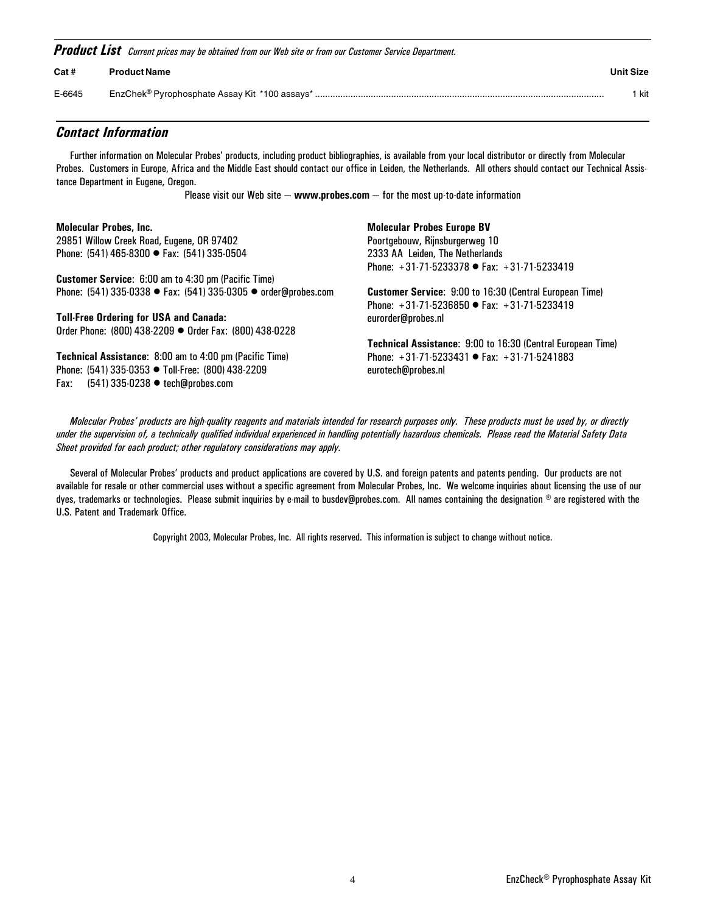## *Product List* *Current prices may be obtained from our Web site or from our Customer Service Department.*

| Cat # | Product Name | Unit Size |
|---|---|---|
| E-6645 | EnzChek® Pyrophosphate Assay Kit *100 assays* | 1 kit |

## *Contact Information*

Further information on Molecular Probes' products, including product bibliographies, is available from your local distributor or directly from Molecular Probes. Customers in Europe, Africa and the Middle East should contact our office in Leiden, the Netherlands. All others should contact our Technical Assistance Department in Eugene, Oregon.

Please visit our Web site — **www.probes.com** — for the most up-to-date information

**Molecular Probes, Inc.**
29851 Willow Creek Road, Eugene, OR 97402
Phone: (541) 465-8300 ● Fax: (541) 335-0504

**Customer Service**: 6:00 am to 4:30 pm (Pacific Time)
Phone: (541) 335-0338 ● Fax: (541) 335-0305 ● order@probes.com

**Toll-Free Ordering for USA and Canada:**
Order Phone: (800) 438-2209 ● Order Fax: (800) 438-0228

**Technical Assistance**: 8:00 am to 4:00 pm (Pacific Time)
Phone: (541) 335-0353 ● Toll-Free: (800) 438-2209
Fax: (541) 335-0238 ● tech@probes.com

**Molecular Probes Europe BV**
Poortgebouw, Rijnsburgerweg 10
2333 AA Leiden, The Netherlands
Phone: +31-71-5233378 ● Fax: +31-71-5233419

**Customer Service**: 9:00 to 16:30 (Central European Time)
Phone: +31-71-5236850 ● Fax: +31-71-5233419
eurorder@probes.nl

**Technical Assistance**: 9:00 to 16:30 (Central European Time)
Phone: +31-71-5233431 ● Fax: +31-71-5241883
eurotech@probes.nl

*Molecular Probes' products are high-quality reagents and materials intended for research purposes only. These products must be used by, or directly under the supervision of, a technically qualified individual experienced in handling potentially hazardous chemicals. Please read the Material Safety Data Sheet provided for each product; other regulatory considerations may apply.*

Several of Molecular Probes' products and product applications are covered by U.S. and foreign patents and patents pending. Our products are not available for resale or other commercial uses without a specific agreement from Molecular Probes, Inc. We welcome inquiries about licensing the use of our dyes, trademarks or technologies. Please submit inquiries by e-mail to busdev@probes.com. All names containing the designation ® are registered with the U.S. Patent and Trademark Office.

Copyright 2003, Molecular Probes, Inc. All rights reserved. This information is subject to change without notice.